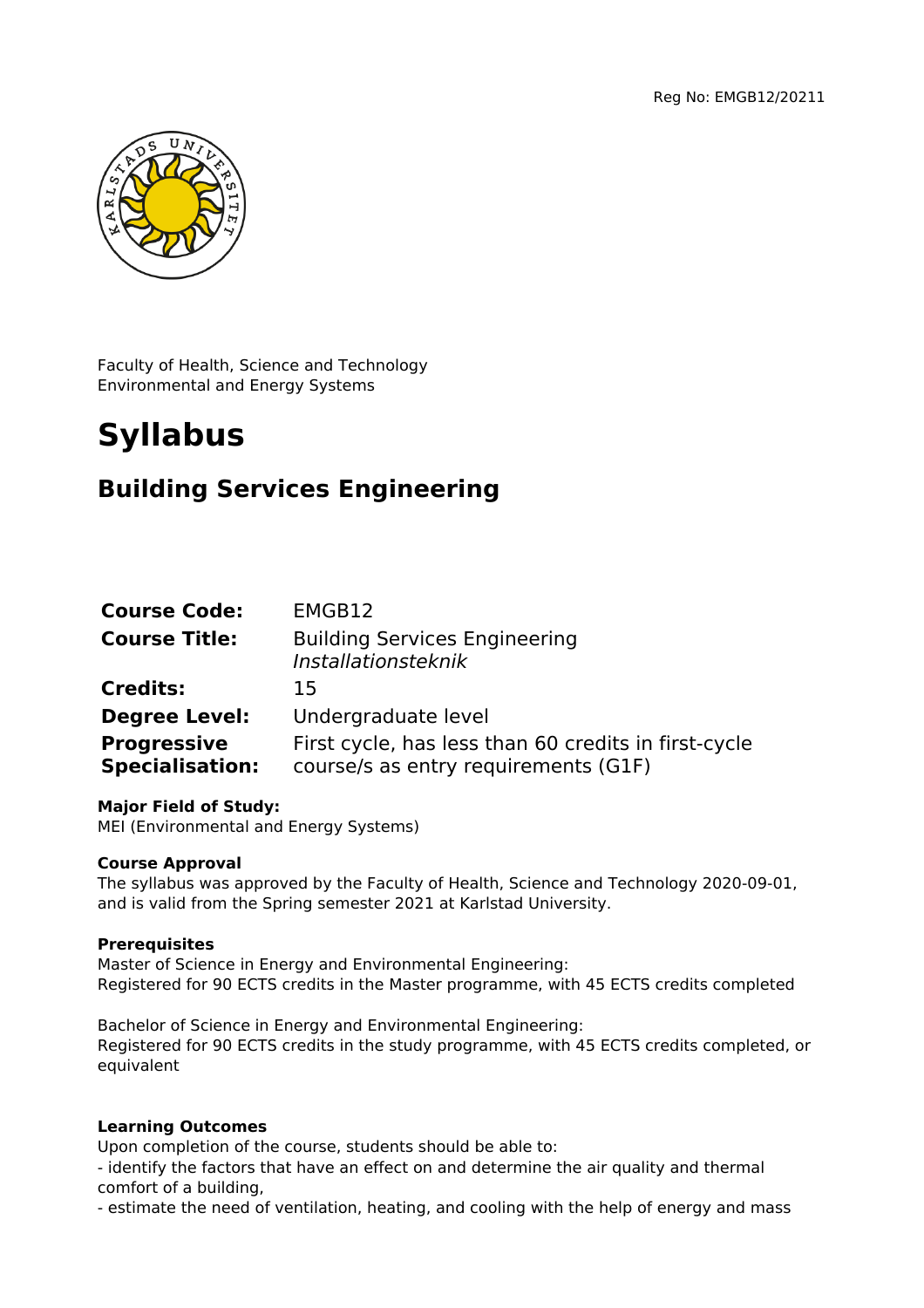Reg No: EMGB12/20211

Faculty of Health, Science and Technology
Environmental and Energy Systems

# Syllabus

## Building Services Engineering

| | |
|---|---|
| **Course Code:** | EMGB12 |
| **Course Title:** | Building Services Engineering *Installationsteknik* |
| **Credits:** | 15 |
| **Degree Level:** | Undergraduate level |
| **Progressive Specialisation:** | First cycle, has less than 60 credits in first-cycle course/s as entry requirements (G1F) |

**Major Field of Study:**
MEI (Environmental and Energy Systems)

**Course Approval**
The syllabus was approved by the Faculty of Health, Science and Technology 2020-09-01, and is valid from the Spring semester 2021 at Karlstad University.

**Prerequisites**
Master of Science in Energy and Environmental Engineering:
Registered for 90 ECTS credits in the Master programme, with 45 ECTS credits completed

Bachelor of Science in Energy and Environmental Engineering:
Registered for 90 ECTS credits in the study programme, with 45 ECTS credits completed, or equivalent

**Learning Outcomes**
Upon completion of the course, students should be able to:
- identify the factors that have an effect on and determine the air quality and thermal comfort of a building,
- estimate the need of ventilation, heating, and cooling with the help of energy and mass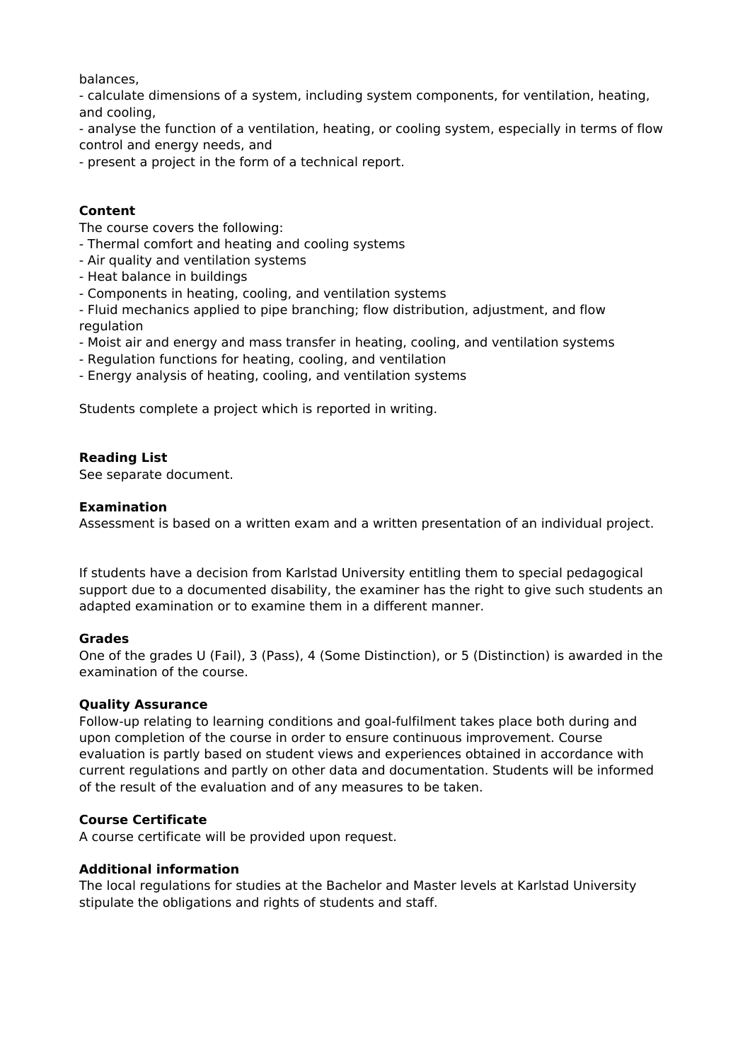balances,
- calculate dimensions of a system, including system components, for ventilation, heating, and cooling,
- analyse the function of a ventilation, heating, or cooling system, especially in terms of flow control and energy needs, and
- present a project in the form of a technical report.

**Content**

The course covers the following:
- Thermal comfort and heating and cooling systems
- Air quality and ventilation systems
- Heat balance in buildings
- Components in heating, cooling, and ventilation systems
- Fluid mechanics applied to pipe branching; flow distribution, adjustment, and flow regulation
- Moist air and energy and mass transfer in heating, cooling, and ventilation systems
- Regulation functions for heating, cooling, and ventilation
- Energy analysis of heating, cooling, and ventilation systems

Students complete a project which is reported in writing.

**Reading List**

See separate document.

**Examination**

Assessment is based on a written exam and a written presentation of an individual project.

If students have a decision from Karlstad University entitling them to special pedagogical support due to a documented disability, the examiner has the right to give such students an adapted examination or to examine them in a different manner.

**Grades**

One of the grades U (Fail), 3 (Pass), 4 (Some Distinction), or 5 (Distinction) is awarded in the examination of the course.

**Quality Assurance**

Follow-up relating to learning conditions and goal-fulfilment takes place both during and upon completion of the course in order to ensure continuous improvement. Course evaluation is partly based on student views and experiences obtained in accordance with current regulations and partly on other data and documentation. Students will be informed of the result of the evaluation and of any measures to be taken.

**Course Certificate**

A course certificate will be provided upon request.

**Additional information**

The local regulations for studies at the Bachelor and Master levels at Karlstad University stipulate the obligations and rights of students and staff.